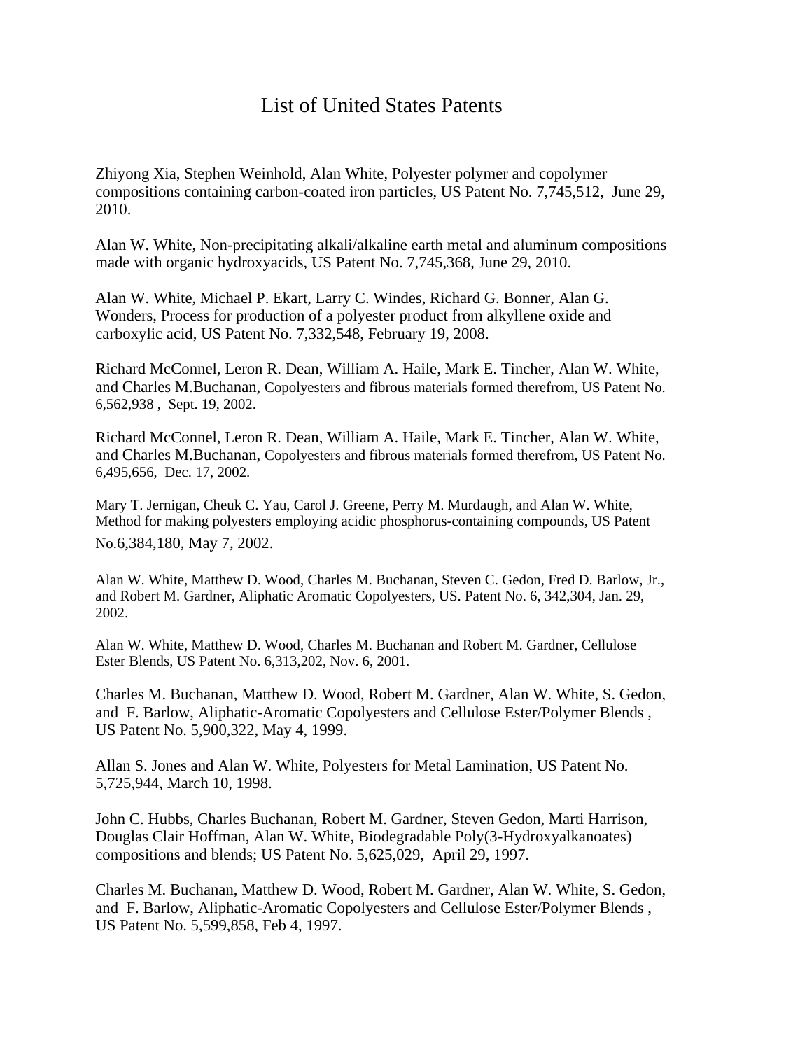# List of United States Patents

Zhiyong Xia, Stephen Weinhold, Alan White, Polyester polymer and copolymer compositions containing carbon-coated iron particles, US Patent No. 7,745,512, June 29, 2010.

Alan W. White, Non-precipitating alkali/alkaline earth metal and aluminum compositions made with organic hydroxyacids, US Patent No. 7,745,368, June 29, 2010.

Alan W. White, Michael P. Ekart, Larry C. Windes, Richard G. Bonner, Alan G. Wonders, Process for production of a polyester product from alkyllene oxide and carboxylic acid, US Patent No. 7,332,548, February 19, 2008.

Richard McConnel, Leron R. Dean, William A. Haile, Mark E. Tincher, Alan W. White, and Charles M.Buchanan, Copolyesters and fibrous materials formed therefrom, US Patent No. 6,562,938 , Sept. 19, 2002.

Richard McConnel, Leron R. Dean, William A. Haile, Mark E. Tincher, Alan W. White, and Charles M.Buchanan, Copolyesters and fibrous materials formed therefrom, US Patent No. 6,495,656, Dec. 17, 2002.

Mary T. Jernigan, Cheuk C. Yau, Carol J. Greene, Perry M. Murdaugh, and Alan W. White, Method for making polyesters employing acidic phosphorus-containing compounds, US Patent No.6,384,180, May 7, 2002.

Alan W. White, Matthew D. Wood, Charles M. Buchanan, Steven C. Gedon, Fred D. Barlow, Jr., and Robert M. Gardner, Aliphatic Aromatic Copolyesters, US. Patent No. 6, 342,304, Jan. 29, 2002.

Alan W. White, Matthew D. Wood, Charles M. Buchanan and Robert M. Gardner, Cellulose Ester Blends, US Patent No. 6,313,202, Nov. 6, 2001.

Charles M. Buchanan, Matthew D. Wood, Robert M. Gardner, Alan W. White, S. Gedon, and F. Barlow, Aliphatic-Aromatic Copolyesters and Cellulose Ester/Polymer Blends , US Patent No. 5,900,322, May 4, 1999.

Allan S. Jones and Alan W. White, Polyesters for Metal Lamination, US Patent No. 5,725,944, March 10, 1998.

John C. Hubbs, Charles Buchanan, Robert M. Gardner, Steven Gedon, Marti Harrison, Douglas Clair Hoffman, Alan W. White, Biodegradable Poly(3-Hydroxyalkanoates) compositions and blends; US Patent No. 5,625,029, April 29, 1997.

Charles M. Buchanan, Matthew D. Wood, Robert M. Gardner, Alan W. White, S. Gedon, and F. Barlow, Aliphatic-Aromatic Copolyesters and Cellulose Ester/Polymer Blends , US Patent No. 5,599,858, Feb 4, 1997.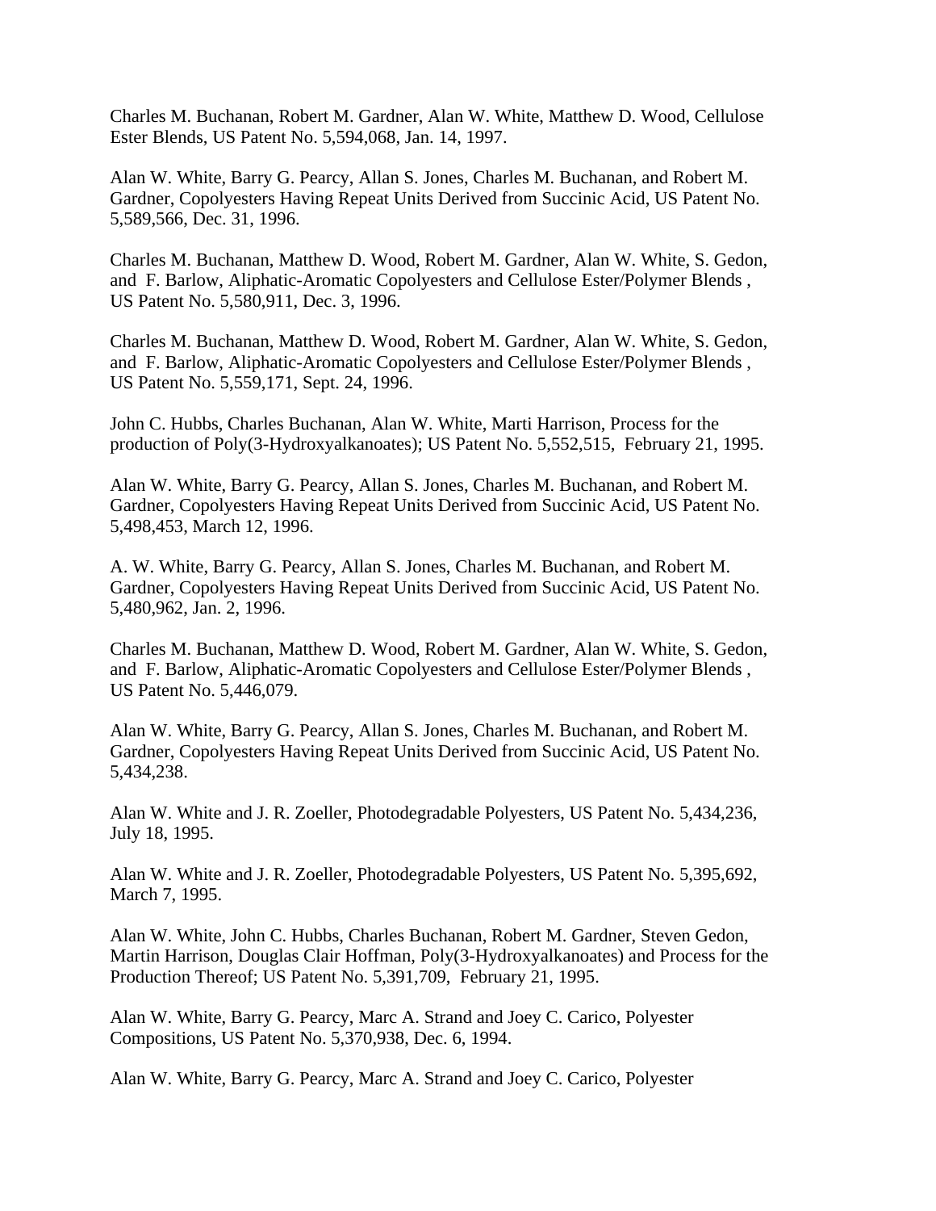Charles M. Buchanan, Robert M. Gardner, Alan W. White, Matthew D. Wood, Cellulose Ester Blends, US Patent No. 5,594,068, Jan. 14, 1997.

Alan W. White, Barry G. Pearcy, Allan S. Jones, Charles M. Buchanan, and Robert M. Gardner, Copolyesters Having Repeat Units Derived from Succinic Acid, US Patent No. 5,589,566, Dec. 31, 1996.

Charles M. Buchanan, Matthew D. Wood, Robert M. Gardner, Alan W. White, S. Gedon, and F. Barlow, Aliphatic-Aromatic Copolyesters and Cellulose Ester/Polymer Blends , US Patent No. 5,580,911, Dec. 3, 1996.

Charles M. Buchanan, Matthew D. Wood, Robert M. Gardner, Alan W. White, S. Gedon, and F. Barlow, Aliphatic-Aromatic Copolyesters and Cellulose Ester/Polymer Blends , US Patent No. 5,559,171, Sept. 24, 1996.

John C. Hubbs, Charles Buchanan, Alan W. White, Marti Harrison, Process for the production of Poly(3-Hydroxyalkanoates); US Patent No. 5,552,515, February 21, 1995.

Alan W. White, Barry G. Pearcy, Allan S. Jones, Charles M. Buchanan, and Robert M. Gardner, Copolyesters Having Repeat Units Derived from Succinic Acid, US Patent No. 5,498,453, March 12, 1996.

A. W. White, Barry G. Pearcy, Allan S. Jones, Charles M. Buchanan, and Robert M. Gardner, Copolyesters Having Repeat Units Derived from Succinic Acid, US Patent No. 5,480,962, Jan. 2, 1996.

Charles M. Buchanan, Matthew D. Wood, Robert M. Gardner, Alan W. White, S. Gedon, and F. Barlow, Aliphatic-Aromatic Copolyesters and Cellulose Ester/Polymer Blends , US Patent No. 5,446,079.

Alan W. White, Barry G. Pearcy, Allan S. Jones, Charles M. Buchanan, and Robert M. Gardner, Copolyesters Having Repeat Units Derived from Succinic Acid, US Patent No. 5,434,238.

Alan W. White and J. R. Zoeller, Photodegradable Polyesters, US Patent No. 5,434,236, July 18, 1995.

Alan W. White and J. R. Zoeller, Photodegradable Polyesters, US Patent No. 5,395,692, March 7, 1995.

Alan W. White, John C. Hubbs, Charles Buchanan, Robert M. Gardner, Steven Gedon, Martin Harrison, Douglas Clair Hoffman, Poly(3-Hydroxyalkanoates) and Process for the Production Thereof; US Patent No. 5,391,709, February 21, 1995.

Alan W. White, Barry G. Pearcy, Marc A. Strand and Joey C. Carico, Polyester Compositions, US Patent No. 5,370,938, Dec. 6, 1994.

Alan W. White, Barry G. Pearcy, Marc A. Strand and Joey C. Carico, Polyester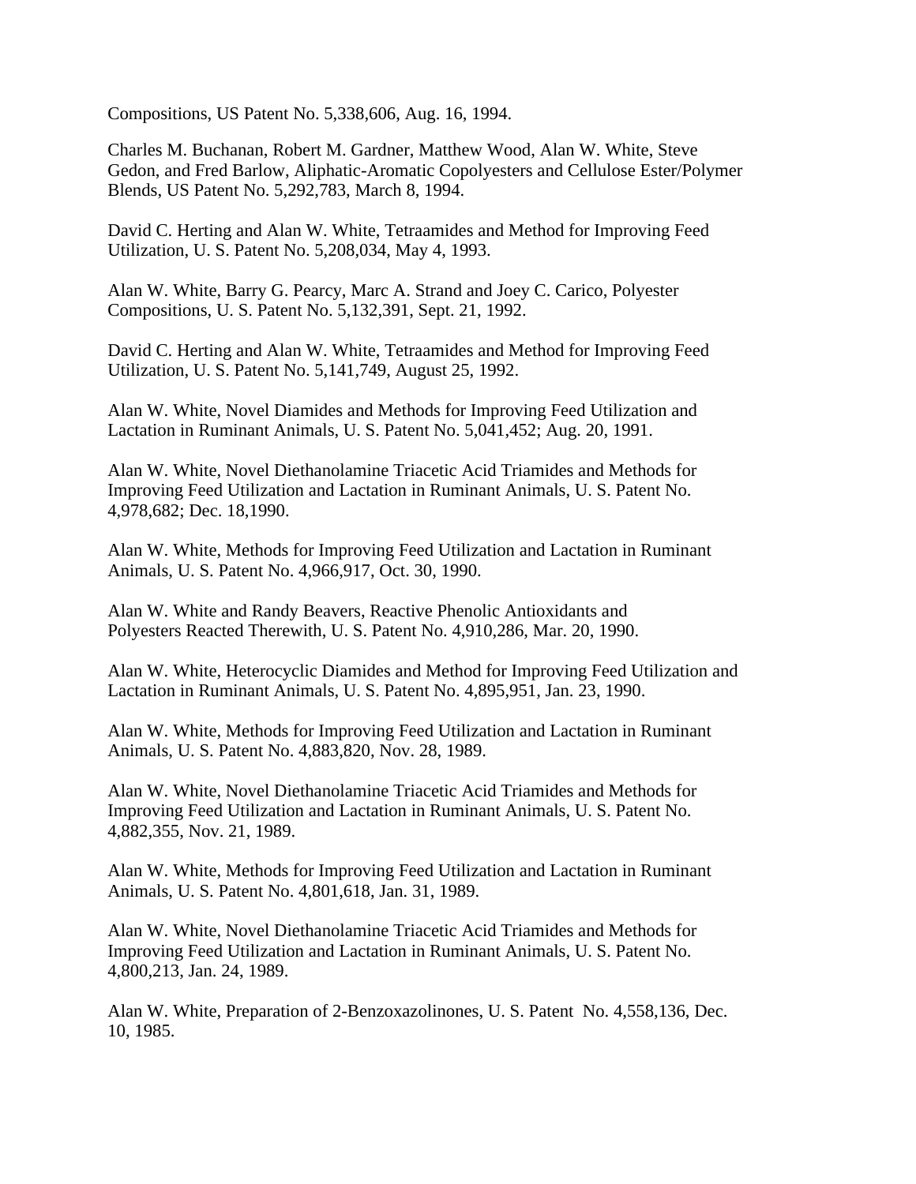Compositions, US Patent No. 5,338,606, Aug. 16, 1994.

Charles M. Buchanan, Robert M. Gardner, Matthew Wood, Alan W. White, Steve Gedon, and Fred Barlow, Aliphatic-Aromatic Copolyesters and Cellulose Ester/Polymer Blends, US Patent No. 5,292,783, March 8, 1994.

David C. Herting and Alan W. White, Tetraamides and Method for Improving Feed Utilization, U. S. Patent No. 5,208,034, May 4, 1993.

Alan W. White, Barry G. Pearcy, Marc A. Strand and Joey C. Carico, Polyester Compositions, U. S. Patent No. 5,132,391, Sept. 21, 1992.

David C. Herting and Alan W. White, Tetraamides and Method for Improving Feed Utilization, U. S. Patent No. 5,141,749, August 25, 1992.

Alan W. White, Novel Diamides and Methods for Improving Feed Utilization and Lactation in Ruminant Animals, U. S. Patent No. 5,041,452; Aug. 20, 1991.

Alan W. White, Novel Diethanolamine Triacetic Acid Triamides and Methods for Improving Feed Utilization and Lactation in Ruminant Animals, U. S. Patent No. 4,978,682; Dec. 18,1990.

Alan W. White, Methods for Improving Feed Utilization and Lactation in Ruminant Animals, U. S. Patent No. 4,966,917, Oct. 30, 1990.

Alan W. White and Randy Beavers, Reactive Phenolic Antioxidants and Polyesters Reacted Therewith, U. S. Patent No. 4,910,286, Mar. 20, 1990.

Alan W. White, Heterocyclic Diamides and Method for Improving Feed Utilization and Lactation in Ruminant Animals, U. S. Patent No. 4,895,951, Jan. 23, 1990.

Alan W. White, Methods for Improving Feed Utilization and Lactation in Ruminant Animals, U. S. Patent No. 4,883,820, Nov. 28, 1989.

Alan W. White, Novel Diethanolamine Triacetic Acid Triamides and Methods for Improving Feed Utilization and Lactation in Ruminant Animals, U. S. Patent No. 4,882,355, Nov. 21, 1989.

Alan W. White, Methods for Improving Feed Utilization and Lactation in Ruminant Animals, U. S. Patent No. 4,801,618, Jan. 31, 1989.

Alan W. White, Novel Diethanolamine Triacetic Acid Triamides and Methods for Improving Feed Utilization and Lactation in Ruminant Animals, U. S. Patent No. 4,800,213, Jan. 24, 1989.

Alan W. White, Preparation of 2-Benzoxazolinones, U. S. Patent No. 4,558,136, Dec. 10, 1985.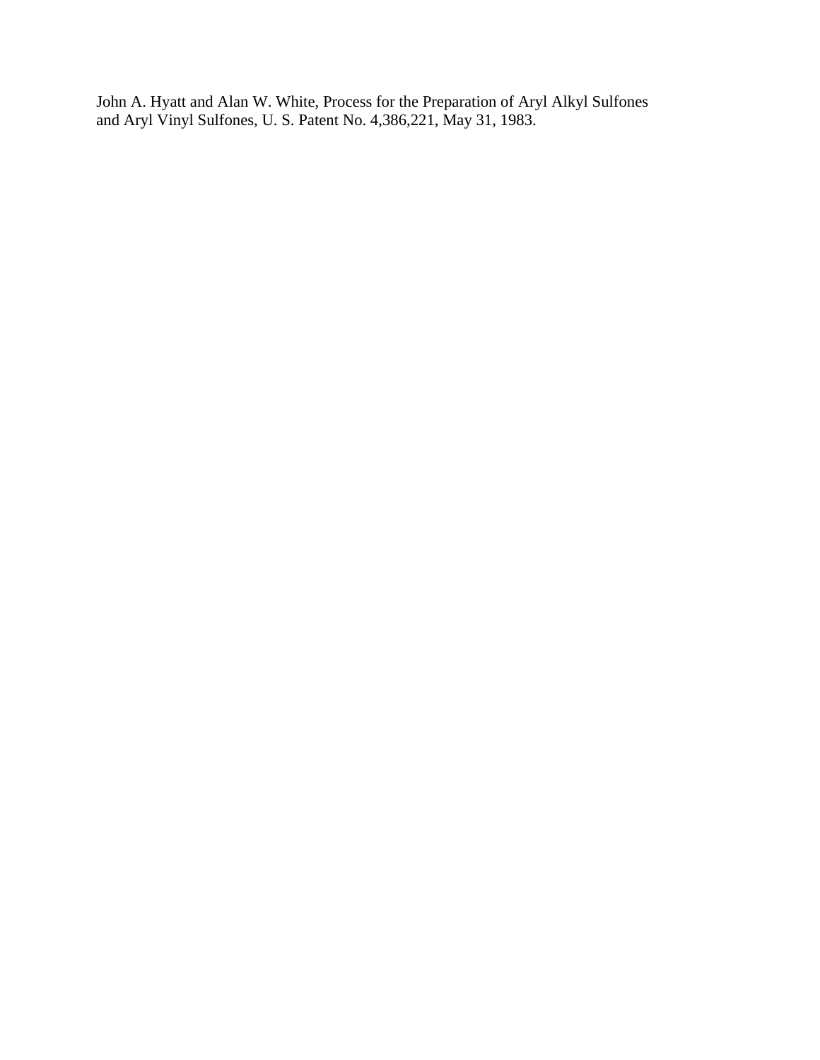John A. Hyatt and Alan W. White, Process for the Preparation of Aryl Alkyl Sulfones and Aryl Vinyl Sulfones, U. S. Patent No. 4,386,221, May 31, 1983.